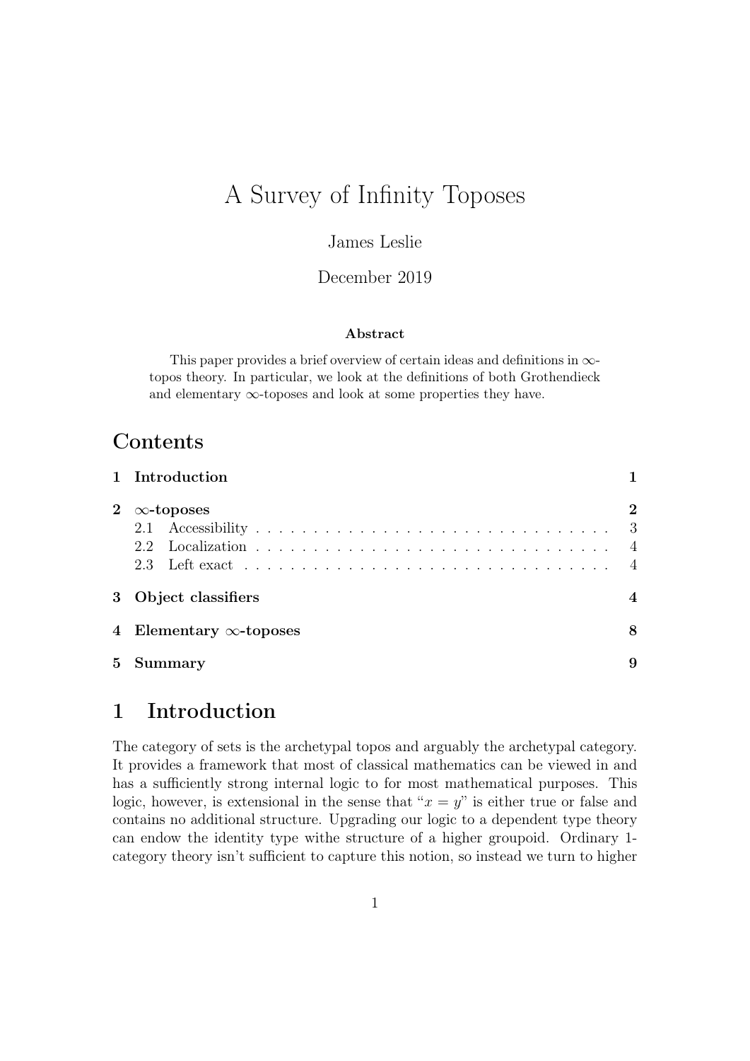# A Survey of Infinity Toposes

James Leslie

December 2019

**Abstract**

This paper provides a brief overview of certain ideas and definitions in $\infty$-topos theory. In particular, we look at the definitions of both Grothendieck and elementary $\infty$-toposes and look at some properties they have.

## Contents

- 1 Introduction — 1
- 2 $\infty$-toposes — 2
  - 2.1 Accessibility — 3
  - 2.2 Localization — 4
  - 2.3 Left exact — 4
- 3 Object classifiers — 4
- 4 Elementary $\infty$-toposes — 8
- 5 Summary — 9

## 1 Introduction

The category of sets is the archetypal topos and arguably the archetypal category. It provides a framework that most of classical mathematics can be viewed in and has a sufficiently strong internal logic to for most mathematical purposes. This logic, however, is extensional in the sense that "$x = y$" is either true or false and contains no additional structure. Upgrading our logic to a dependent type theory can endow the identity type withe structure of a higher groupoid. Ordinary 1-category theory isn't sufficient to capture this notion, so instead we turn to higher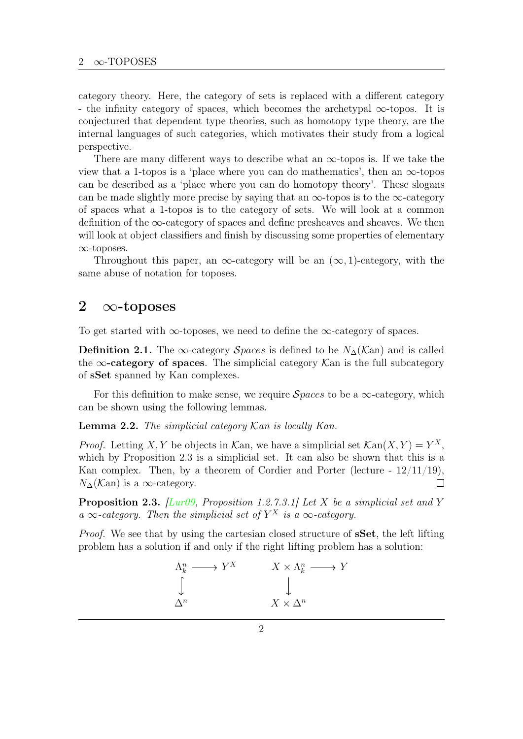category theory. Here, the category of sets is replaced with a different category - the infinity category of spaces, which becomes the archetypal $\infty$-topos. It is conjectured that dependent type theories, such as homotopy type theory, are the internal languages of such categories, which motivates their study from a logical perspective.

There are many different ways to describe what an $\infty$-topos is. If we take the view that a 1-topos is a 'place where you can do mathematics', then an $\infty$-topos can be described as a 'place where you can do homotopy theory'. These slogans can be made slightly more precise by saying that an $\infty$-topos is to the $\infty$-category of spaces what a 1-topos is to the category of sets. We will look at a common definition of the $\infty$-category of spaces and define presheaves and sheaves. We then will look at object classifiers and finish by discussing some properties of elementary $\infty$-toposes.

Throughout this paper, an $\infty$-category will be an $(\infty, 1)$-category, with the same abuse of notation for toposes.

## 2 $\infty$-toposes

To get started with $\infty$-toposes, we need to define the $\infty$-category of spaces.

**Definition 2.1.** The $\infty$-category $\mathcal{S}paces$ is defined to be $N_\Delta(\mathcal{K}\text{an})$ and is called the **$\infty$-category of spaces**. The simplicial category $\mathcal{K}\text{an}$ is the full subcategory of **sSet** spanned by Kan complexes.

For this definition to make sense, we require $\mathcal{S}paces$ to be a $\infty$-category, which can be shown using the following lemmas.

**Lemma 2.2.** *The simplicial category $\mathcal{K}an$ is locally Kan.*

*Proof.* Letting $X, Y$ be objects in $\mathcal{K}\text{an}$, we have a simplicial set $\mathcal{K}\text{an}(X, Y) = Y^X$, which by Proposition 2.3 is a simplicial set. It can also be shown that this is a Kan complex. Then, by a theorem of Cordier and Porter (lecture - 12/11/19), $N_\Delta(\mathcal{K}\text{an})$ is a $\infty$-category. $\square$

**Proposition 2.3.** *[Lur09, Proposition 1.2.7.3.1] Let $X$ be a simplicial set and $Y$ a $\infty$-category. Then the simplicial set of $Y^X$ is a $\infty$-category.*

*Proof.* We see that by using the cartesian closed structure of **sSet**, the left lifting problem has a solution if and only if the right lifting problem has a solution:

$$
\begin{array}{ccc}
\Lambda^n_k \longrightarrow Y^X & \qquad & X \times \Lambda^n_k \longrightarrow Y \\
\big\downarrow & & \big\downarrow \\
\Delta^n & & X \times \Delta^n
\end{array}
$$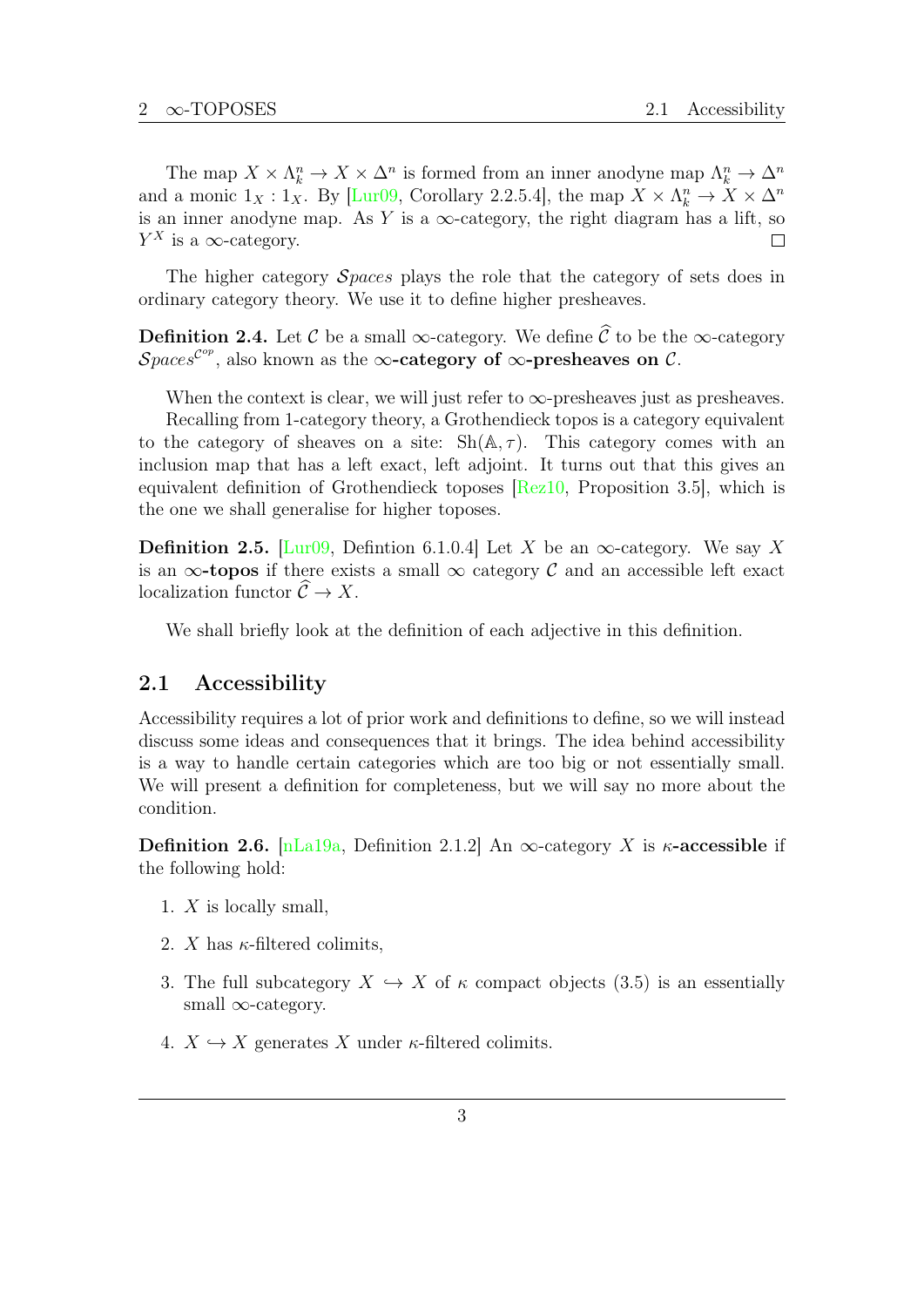The map $X \times \Lambda^n_k \to X \times \Delta^n$ is formed from an inner anodyne map $\Lambda^n_k \to \Delta^n$ and a monic $1_X : 1_X$. By [Lur09, Corollary 2.2.5.4], the map $X \times \Lambda^n_k \to X \times \Delta^n$ is an inner anodyne map. As $Y$ is a $\infty$-category, the right diagram has a lift, so $Y^X$ is a $\infty$-category. □

The higher category $\mathcal{S}paces$ plays the role that the category of sets does in ordinary category theory. We use it to define higher presheaves.

**Definition 2.4.** Let $\mathcal{C}$ be a small $\infty$-category. We define $\widehat{\mathcal{C}}$ to be the $\infty$-category $\mathcal{S}paces^{\mathcal{C}^{op}}$, also known as the **$\infty$-category of $\infty$-presheaves on $\mathcal{C}$**.

When the context is clear, we will just refer to $\infty$-presheaves just as presheaves.

Recalling from 1-category theory, a Grothendieck topos is a category equivalent to the category of sheaves on a site: $\mathrm{Sh}(\mathbb{A}, \tau)$. This category comes with an inclusion map that has a left exact, left adjoint. It turns out that this gives an equivalent definition of Grothendieck toposes [Rez10, Proposition 3.5], which is the one we shall generalise for higher toposes.

**Definition 2.5.** [Lur09, Defintion 6.1.0.4] Let $X$ be an $\infty$-category. We say $X$ is an **$\infty$-topos** if there exists a small $\infty$ category $\mathcal{C}$ and an accessible left exact localization functor $\widehat{\mathcal{C}} \to X$.

We shall briefly look at the definition of each adjective in this definition.

## 2.1 Accessibility

Accessibility requires a lot of prior work and definitions to define, so we will instead discuss some ideas and consequences that it brings. The idea behind accessibility is a way to handle certain categories which are too big or not essentially small. We will present a definition for completeness, but we will say no more about the condition.

**Definition 2.6.** [nLa19a, Definition 2.1.2] An $\infty$-category $X$ is **$\kappa$-accessible** if the following hold:

1. $X$ is locally small,
2. $X$ has $\kappa$-filtered colimits,
3. The full subcategory $X \hookrightarrow X$ of $\kappa$ compact objects (3.5) is an essentially small $\infty$-category.
4. $X \hookrightarrow X$ generates $X$ under $\kappa$-filtered colimits.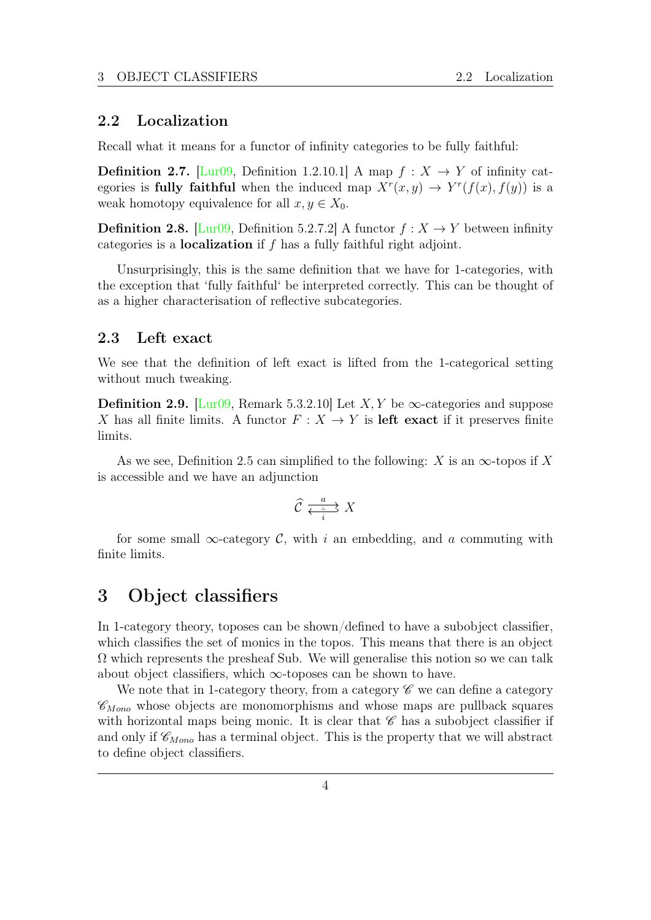## 2.2 Localization

Recall what it means for a functor of infinity categories to be fully faithful:

**Definition 2.7.** [Lur09, Definition 1.2.10.1] A map $f : X \to Y$ of infinity categories is **fully faithful** when the induced map $X^r(x, y) \to Y^r(f(x), f(y))$ is a weak homotopy equivalence for all $x, y \in X_0$.

**Definition 2.8.** [Lur09, Definition 5.2.7.2] A functor $f : X \to Y$ between infinity categories is a **localization** if $f$ has a fully faithful right adjoint.

Unsurprisingly, this is the same definition that we have for 1-categories, with the exception that 'fully faithful' be interpreted correctly. This can be thought of as a higher characterisation of reflective subcategories.

## 2.3 Left exact

We see that the definition of left exact is lifted from the 1-categorical setting without much tweaking.

**Definition 2.9.** [Lur09, Remark 5.3.2.10] Let $X, Y$ be $\infty$-categories and suppose $X$ has all finite limits. A functor $F : X \to Y$ is **left exact** if it preserves finite limits.

As we see, Definition 2.5 can simplified to the following: $X$ is an $\infty$-topos if $X$ is accessible and we have an adjunction

$$\widehat{\mathcal{C}} \underset{i}{\overset{a}{\underset{\perp}{\rightleftarrows}}} X$$

for some small $\infty$-category $\mathcal{C}$, with $i$ an embedding, and $a$ commuting with finite limits.

# 3 Object classifiers

In 1-category theory, toposes can be shown/defined to have a subobject classifier, which classifies the set of monics in the topos. This means that there is an object $\Omega$ which represents the presheaf Sub. We will generalise this notion so we can talk about object classifiers, which $\infty$-toposes can be shown to have.

We note that in 1-category theory, from a category $\mathscr{C}$ we can define a category $\mathscr{C}_{Mono}$ whose objects are monomorphisms and whose maps are pullback squares with horizontal maps being monic. It is clear that $\mathscr{C}$ has a subobject classifier if and only if $\mathscr{C}_{Mono}$ has a terminal object. This is the property that we will abstract to define object classifiers.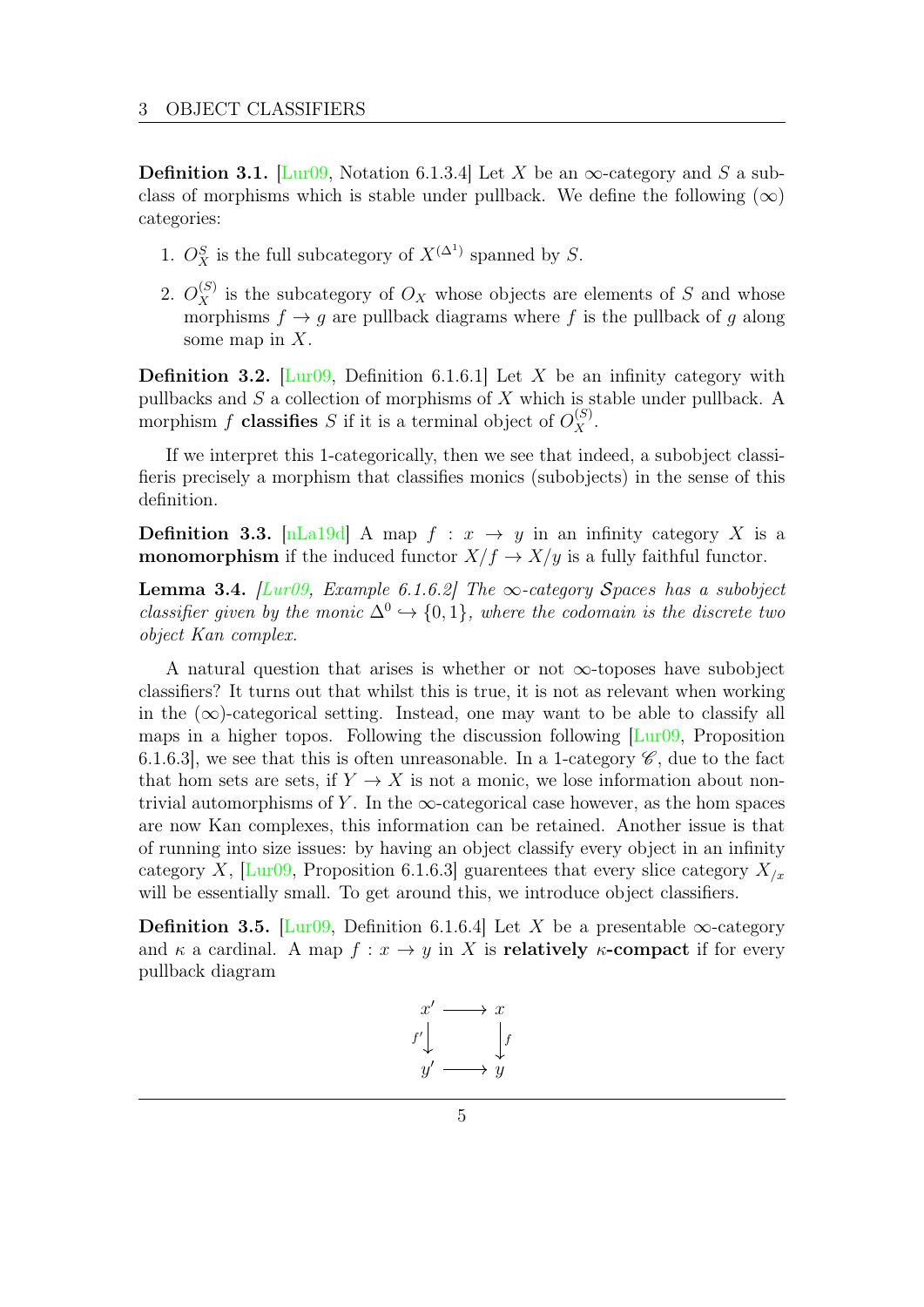**Definition 3.1.** [Lur09, Notation 6.1.3.4] Let $X$ be an $\infty$-category and $S$ a subclass of morphisms which is stable under pullback. We define the following ($\infty$) categories:

1. $O_X^S$ is the full subcategory of $X^{(\Delta^1)}$ spanned by $S$.
2. $O_X^{(S)}$ is the subcategory of $O_X$ whose objects are elements of $S$ and whose morphisms $f \to g$ are pullback diagrams where $f$ is the pullback of $g$ along some map in $X$.

**Definition 3.2.** [Lur09, Definition 6.1.6.1] Let $X$ be an infinity category with pullbacks and $S$ a collection of morphisms of $X$ which is stable under pullback. A morphism $f$ **classifies** $S$ if it is a terminal object of $O_X^{(S)}$.

If we interpret this 1-categorically, then we see that indeed, a subobject classifieris precisely a morphism that classifies monics (subobjects) in the sense of this definition.

**Definition 3.3.** [nLa19d] A map $f : x \to y$ in an infinity category $X$ is a **monomorphism** if the induced functor $X/f \to X/y$ is a fully faithful functor.

**Lemma 3.4.** *[Lur09, Example 6.1.6.2] The $\infty$-category $\mathcal{S}paces$ has a subobject classifier given by the monic $\Delta^0 \hookrightarrow \{0, 1\}$, where the codomain is the discrete two object Kan complex.*

A natural question that arises is whether or not $\infty$-toposes have subobject classifiers? It turns out that whilst this is true, it is not as relevant when working in the ($\infty$)-categorical setting. Instead, one may want to be able to classify all maps in a higher topos. Following the discussion following [Lur09, Proposition 6.1.6.3], we see that this is often unreasonable. In a 1-category $\mathscr{C}$, due to the fact that hom sets are sets, if $Y \to X$ is not a monic, we lose information about non-trivial automorphisms of $Y$. In the $\infty$-categorical case however, as the hom spaces are now Kan complexes, this information can be retained. Another issue is that of running into size issues: by having an object classify every object in an infinity category $X$, [Lur09, Proposition 6.1.6.3] guarentees that every slice category $X_{/x}$ will be essentially small. To get around this, we introduce object classifiers.

**Definition 3.5.** [Lur09, Definition 6.1.6.4] Let $X$ be a presentable $\infty$-category and $\kappa$ a cardinal. A map $f : x \to y$ in $X$ is **relatively $\kappa$-compact** if for every pullback diagram

$$\begin{array}{ccc} x' & \longrightarrow & x \\ {\scriptstyle f'}\downarrow & & \downarrow{\scriptstyle f} \\ y' & \longrightarrow & y \end{array}$$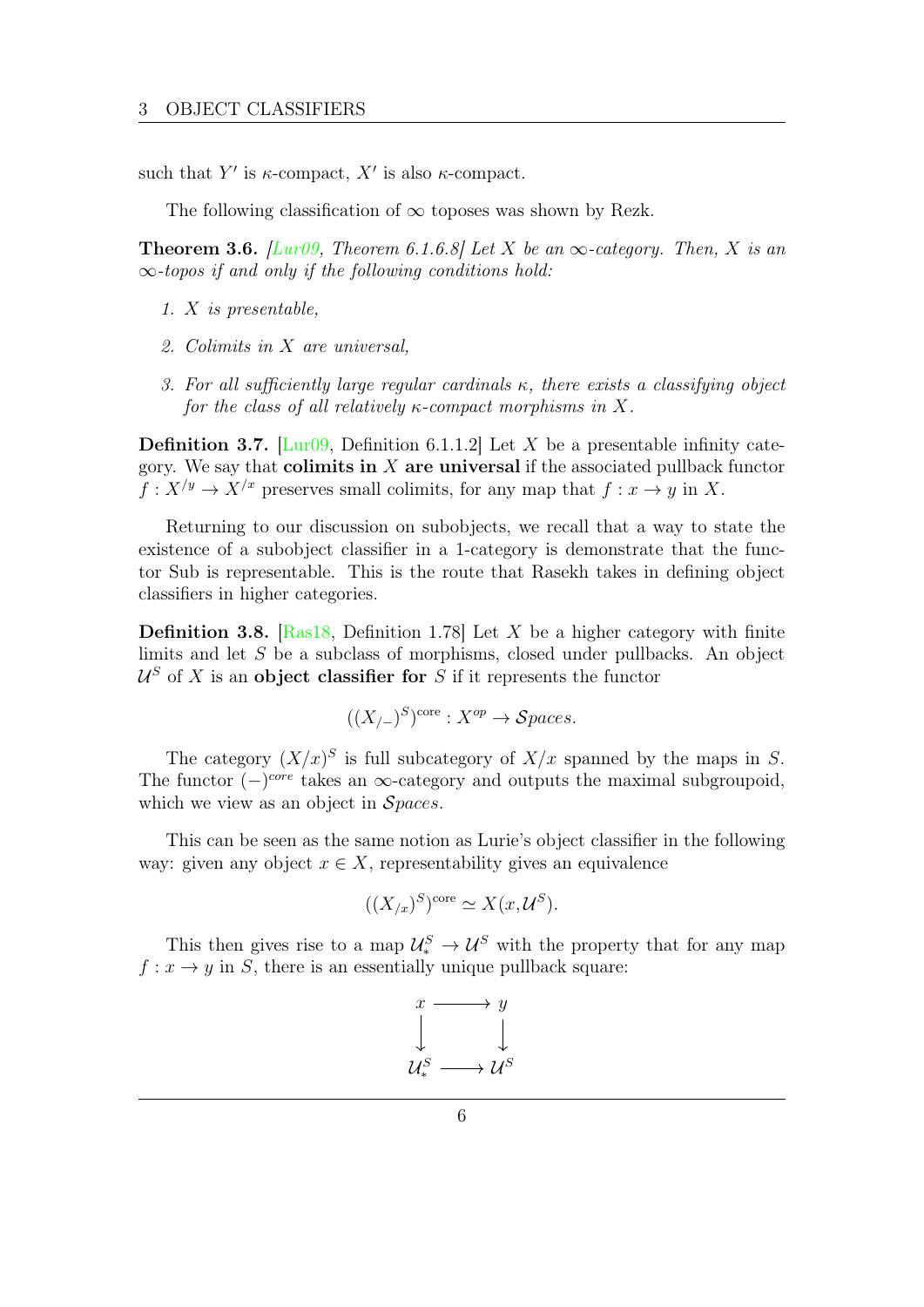such that $Y'$ is $\kappa$-compact, $X'$ is also $\kappa$-compact.

The following classification of $\infty$ toposes was shown by Rezk.

**Theorem 3.6.** *[Lur09, Theorem 6.1.6.8] Let $X$ be an $\infty$-category. Then, $X$ is an $\infty$-topos if and only if the following conditions hold:*

1. *$X$ is presentable,*
2. *Colimits in $X$ are universal,*
3. *For all sufficiently large regular cardinals $\kappa$, there exists a classifying object for the class of all relatively $\kappa$-compact morphisms in $X$.*

**Definition 3.7.** [Lur09, Definition 6.1.1.2] Let $X$ be a presentable infinity category. We say that **colimits in $X$ are universal** if the associated pullback functor $f : X^{/y} \to X^{/x}$ preserves small colimits, for any map that $f : x \to y$ in $X$.

Returning to our discussion on subobjects, we recall that a way to state the existence of a subobject classifier in a 1-category is demonstrate that the functor Sub is representable. This is the route that Rasekh takes in defining object classifiers in higher categories.

**Definition 3.8.** [Ras18, Definition 1.78] Let $X$ be a higher category with finite limits and let $S$ be a subclass of morphisms, closed under pullbacks. An object $\mathcal{U}^S$ of $X$ is an **object classifier for** $S$ if it represents the functor

$$((X_{/-})^S)^{\text{core}} : X^{op} \to \mathcal{S}paces.$$

The category $(X/x)^S$ is full subcategory of $X/x$ spanned by the maps in $S$. The functor $(-)^{core}$ takes an $\infty$-category and outputs the maximal subgroupoid, which we view as an object in $\mathcal{S}paces$.

This can be seen as the same notion as Lurie's object classifier in the following way: given any object $x \in X$, representability gives an equivalence

$$((X_{/x})^S)^{\text{core}} \simeq X(x, \mathcal{U}^S).$$

This then gives rise to a map $\mathcal{U}^S_* \to \mathcal{U}^S$ with the property that for any map $f : x \to y$ in $S$, there is an essentially unique pullback square:

$$\begin{array}{ccc} x & \longrightarrow & y \\ \downarrow & & \downarrow \\ \mathcal{U}^S_* & \longrightarrow & \mathcal{U}^S \end{array}$$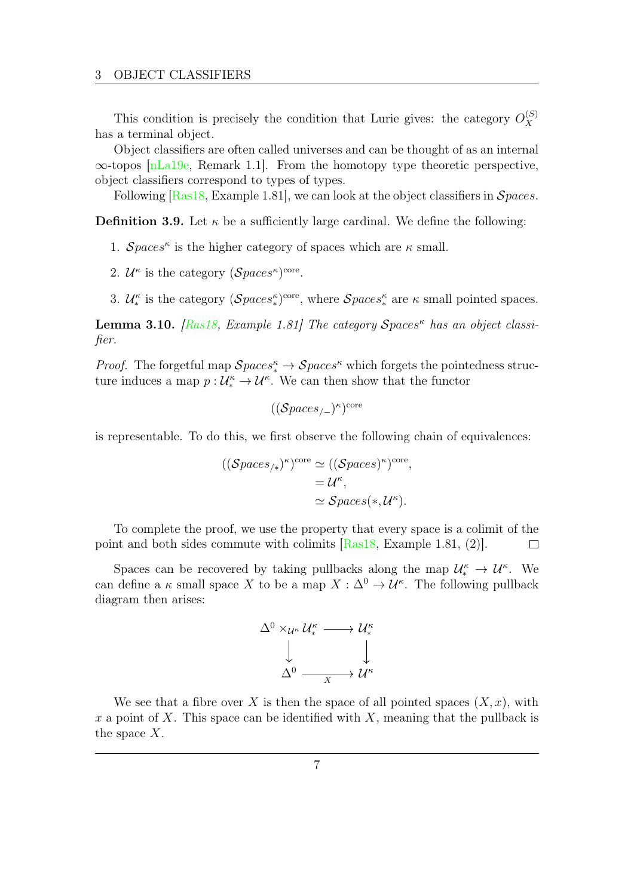This condition is precisely the condition that Lurie gives: the category $O_X^{(S)}$ has a terminal object.

Object classifiers are often called universes and can be thought of as an internal $\infty$-topos [nLa19e, Remark 1.1]. From the homotopy type theoretic perspective, object classifiers correspond to types of types.

Following [Ras18, Example 1.81], we can look at the object classifiers in $\mathcal{S}paces$.

**Definition 3.9.** Let $\kappa$ be a sufficiently large cardinal. We define the following:

1. $\mathcal{S}paces^\kappa$ is the higher category of spaces which are $\kappa$ small.
2. $\mathcal{U}^\kappa$ is the category $(\mathcal{S}paces^\kappa)^{\text{core}}$.
3. $\mathcal{U}_*^\kappa$ is the category $(\mathcal{S}paces_*^\kappa)^{\text{core}}$, where $\mathcal{S}paces_*^\kappa$ are $\kappa$ small pointed spaces.

**Lemma 3.10.** *[Ras18, Example 1.81] The category $\mathcal{S}paces^\kappa$ has an object classifier.*

*Proof.* The forgetful map $\mathcal{S}paces_*^\kappa \to \mathcal{S}paces^\kappa$ which forgets the pointedness structure induces a map $p : \mathcal{U}_*^\kappa \to \mathcal{U}^\kappa$. We can then show that the functor

$$((\mathcal{S}paces_{/-})^\kappa)^{\text{core}}$$

is representable. To do this, we first observe the following chain of equivalences:

$$\begin{aligned}
((\mathcal{S}paces_{/*})^\kappa)^{\text{core}} &\simeq ((\mathcal{S}paces)^\kappa)^{\text{core}}, \\
&= \mathcal{U}^\kappa, \\
&\simeq \mathcal{S}paces(*, \mathcal{U}^\kappa).
\end{aligned}$$

To complete the proof, we use the property that every space is a colimit of the point and both sides commute with colimits [Ras18, Example 1.81, (2)]. ∎

Spaces can be recovered by taking pullbacks along the map $\mathcal{U}_*^\kappa \to \mathcal{U}^\kappa$. We can define a $\kappa$ small space $X$ to be a map $X : \Delta^0 \to \mathcal{U}^\kappa$. The following pullback diagram then arises:

$$\begin{array}{ccc}
\Delta^0 \times_{\mathcal{U}^\kappa} \mathcal{U}_*^\kappa & \longrightarrow & \mathcal{U}_*^\kappa \\
\downarrow & & \downarrow \\
\Delta^0 & \xrightarrow[X]{} & \mathcal{U}^\kappa
\end{array}$$

We see that a fibre over $X$ is then the space of all pointed spaces $(X, x)$, with $x$ a point of $X$. This space can be identified with $X$, meaning that the pullback is the space $X$.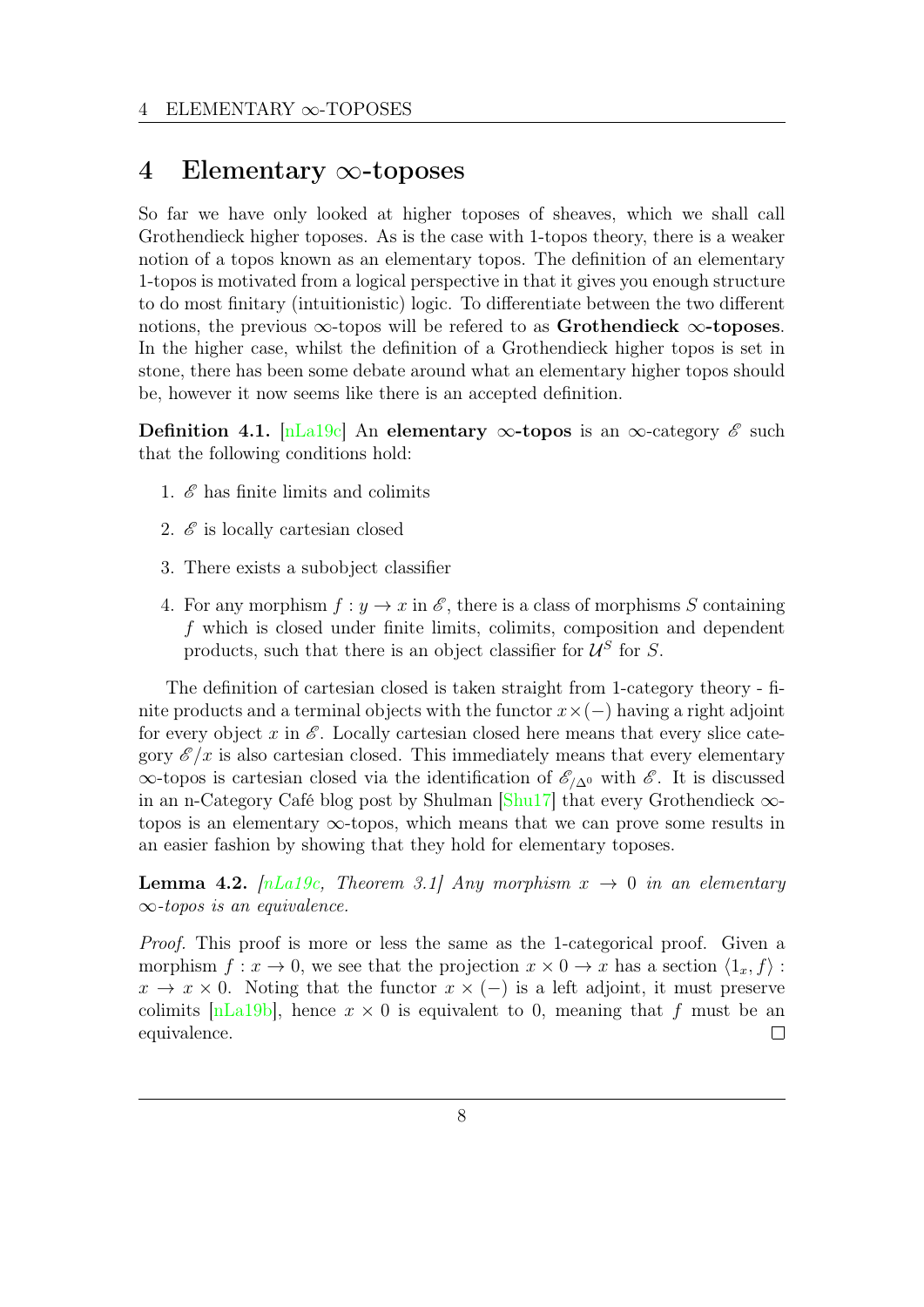# 4 Elementary $\infty$-toposes

So far we have only looked at higher toposes of sheaves, which we shall call Grothendieck higher toposes. As is the case with 1-topos theory, there is a weaker notion of a topos known as an elementary topos. The definition of an elementary 1-topos is motivated from a logical perspective in that it gives you enough structure to do most finitary (intuitionistic) logic. To differentiate between the two different notions, the previous $\infty$-topos will be refered to as **Grothendieck $\infty$-toposes**. In the higher case, whilst the definition of a Grothendieck higher topos is set in stone, there has been some debate around what an elementary higher topos should be, however it now seems like there is an accepted definition.

**Definition 4.1.** [nLa19c] An **elementary $\infty$-topos** is an $\infty$-category $\mathscr{E}$ such that the following conditions hold:

1. $\mathscr{E}$ has finite limits and colimits
2. $\mathscr{E}$ is locally cartesian closed
3. There exists a subobject classifier
4. For any morphism $f : y \to x$ in $\mathscr{E}$, there is a class of morphisms $S$ containing $f$ which is closed under finite limits, colimits, composition and dependent products, such that there is an object classifier for $\mathcal{U}^S$ for $S$.

The definition of cartesian closed is taken straight from 1-category theory - finite products and a terminal objects with the functor $x \times (-)$ having a right adjoint for every object $x$ in $\mathscr{E}$. Locally cartesian closed here means that every slice category $\mathscr{E}/x$ is also cartesian closed. This immediately means that every elementary $\infty$-topos is cartesian closed via the identification of $\mathscr{E}_{/\Delta^0}$ with $\mathscr{E}$. It is discussed in an n-Category Café blog post by Shulman [Shu17] that every Grothendieck $\infty$-topos is an elementary $\infty$-topos, which means that we can prove some results in an easier fashion by showing that they hold for elementary toposes.

**Lemma 4.2.** *[nLa19c, Theorem 3.1] Any morphism $x \to 0$ in an elementary $\infty$-topos is an equivalence.*

*Proof.* This proof is more or less the same as the 1-categorical proof. Given a morphism $f : x \to 0$, we see that the projection $x \times 0 \to x$ has a section $\langle 1_x, f \rangle : x \to x \times 0$. Noting that the functor $x \times (-)$ is a left adjoint, it must preserve colimits [nLa19b], hence $x \times 0$ is equivalent to 0, meaning that $f$ must be an equivalence. □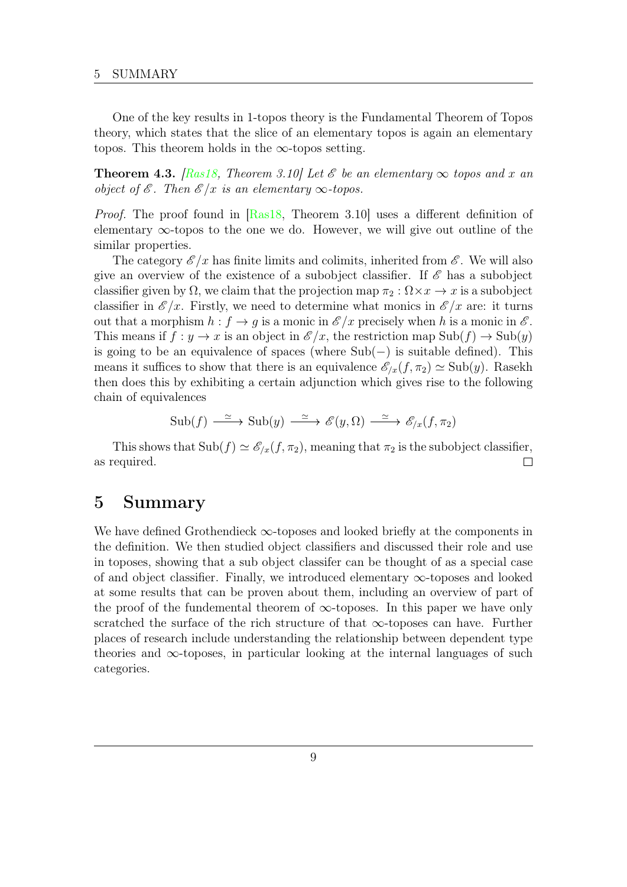One of the key results in 1-topos theory is the Fundamental Theorem of Topos theory, which states that the slice of an elementary topos is again an elementary topos. This theorem holds in the $\infty$-topos setting.

**Theorem 4.3.** *[Ras18, Theorem 3.10] Let $\mathscr{E}$ be an elementary $\infty$ topos and $x$ an object of $\mathscr{E}$. Then $\mathscr{E}/x$ is an elementary $\infty$-topos.*

*Proof.* The proof found in [Ras18, Theorem 3.10] uses a different definition of elementary $\infty$-topos to the one we do. However, we will give out outline of the similar properties.

The category $\mathscr{E}/x$ has finite limits and colimits, inherited from $\mathscr{E}$. We will also give an overview of the existence of a subobject classifier. If $\mathscr{E}$ has a subobject classifier given by $\Omega$, we claim that the projection map $\pi_2 : \Omega \times x \to x$ is a subobject classifier in $\mathscr{E}/x$. Firstly, we need to determine what monics in $\mathscr{E}/x$ are: it turns out that a morphism $h : f \to g$ is a monic in $\mathscr{E}/x$ precisely when $h$ is a monic in $\mathscr{E}$. This means if $f : y \to x$ is an object in $\mathscr{E}/x$, the restriction map $\mathrm{Sub}(f) \to \mathrm{Sub}(y)$ is going to be an equivalence of spaces (where $\mathrm{Sub}(-)$ is suitable defined). This means it suffices to show that there is an equivalence $\mathscr{E}_{/x}(f, \pi_2) \simeq \mathrm{Sub}(y)$. Rasekh then does this by exhibiting a certain adjunction which gives rise to the following chain of equivalences

$$\mathrm{Sub}(f) \xrightarrow{\simeq} \mathrm{Sub}(y) \xrightarrow{\simeq} \mathscr{E}(y, \Omega) \xrightarrow{\simeq} \mathscr{E}_{/x}(f, \pi_2)$$

This shows that $\mathrm{Sub}(f) \simeq \mathscr{E}_{/x}(f, \pi_2)$, meaning that $\pi_2$ is the subobject classifier, as required. $\square$

# 5 Summary

We have defined Grothendieck $\infty$-toposes and looked briefly at the components in the definition. We then studied object classifiers and discussed their role and use in toposes, showing that a sub object classifer can be thought of as a special case of and object classifier. Finally, we introduced elementary $\infty$-toposes and looked at some results that can be proven about them, including an overview of part of the proof of the fundemental theorem of $\infty$-toposes. In this paper we have only scratched the surface of the rich structure of that $\infty$-toposes can have. Further places of research include understanding the relationship between dependent type theories and $\infty$-toposes, in particular looking at the internal languages of such categories.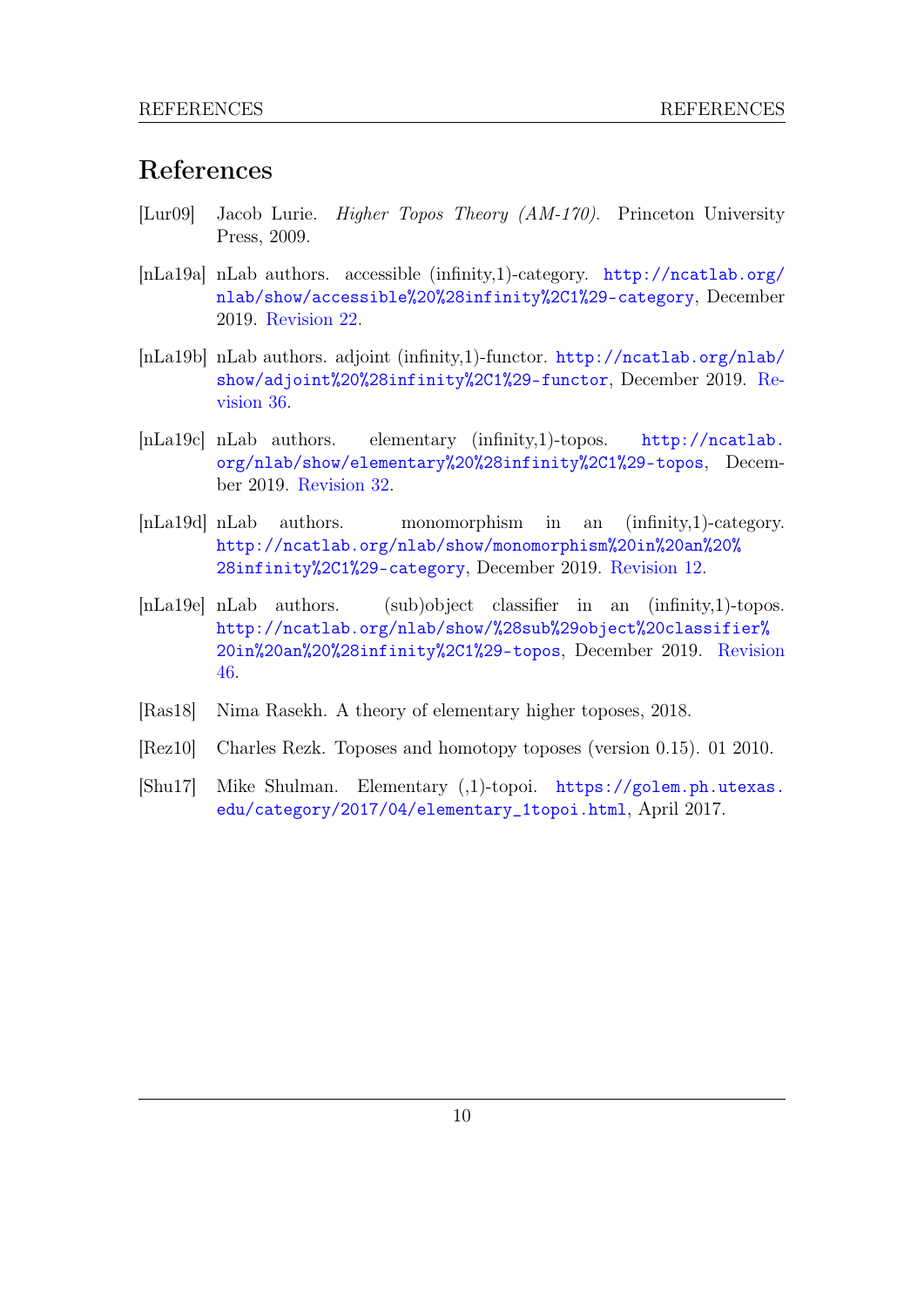# References

[Lur09] Jacob Lurie. *Higher Topos Theory (AM-170)*. Princeton University Press, 2009.

[nLa19a] nLab authors. accessible (infinity,1)-category. http://ncatlab.org/nlab/show/accessible%20%28infinity%2C1%29-category, December 2019. Revision 22.

[nLa19b] nLab authors. adjoint (infinity,1)-functor. http://ncatlab.org/nlab/show/adjoint%20%28infinity%2C1%29-functor, December 2019. Revision 36.

[nLa19c] nLab authors. elementary (infinity,1)-topos. http://ncatlab.org/nlab/show/elementary%20%28infinity%2C1%29-topos, December 2019. Revision 32.

[nLa19d] nLab authors. monomorphism in an (infinity,1)-category. http://ncatlab.org/nlab/show/monomorphism%20in%20an%20%28infinity%2C1%29-category, December 2019. Revision 12.

[nLa19e] nLab authors. (sub)object classifier in an (infinity,1)-topos. http://ncatlab.org/nlab/show/%28sub%29object%20classifier%20in%20an%20%28infinity%2C1%29-topos, December 2019. Revision 46.

[Ras18] Nima Rasekh. A theory of elementary higher toposes, 2018.

[Rez10] Charles Rezk. Toposes and homotopy toposes (version 0.15). 01 2010.

[Shu17] Mike Shulman. Elementary (,1)-topoi. https://golem.ph.utexas.edu/category/2017/04/elementary_1topoi.html, April 2017.